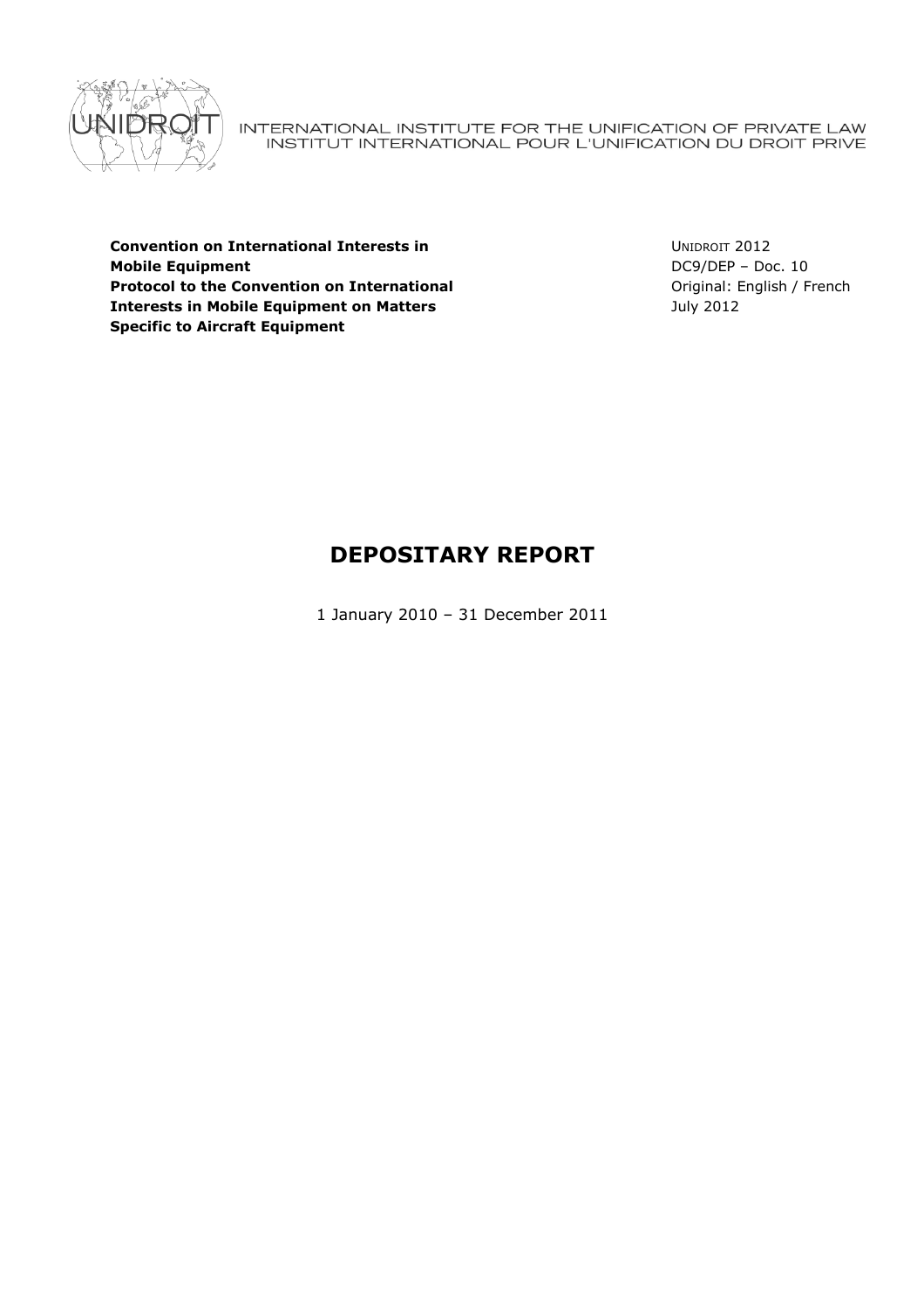INTERNATIONAL INSTITUTE FOR THE UNIFICATION OF PRIVATE LAW
INSTITUT INTERNATIONAL POUR L'UNIFICATION DU DROIT PRIVE

**Convention on International Interests in Mobile Equipment**
**Protocol to the Convention on International Interests in Mobile Equipment on Matters Specific to Aircraft Equipment**

UNIDROIT 2012
DC9/DEP – Doc. 10
Original: English / French
July 2012

# DEPOSITARY REPORT

1 January 2010 – 31 December 2011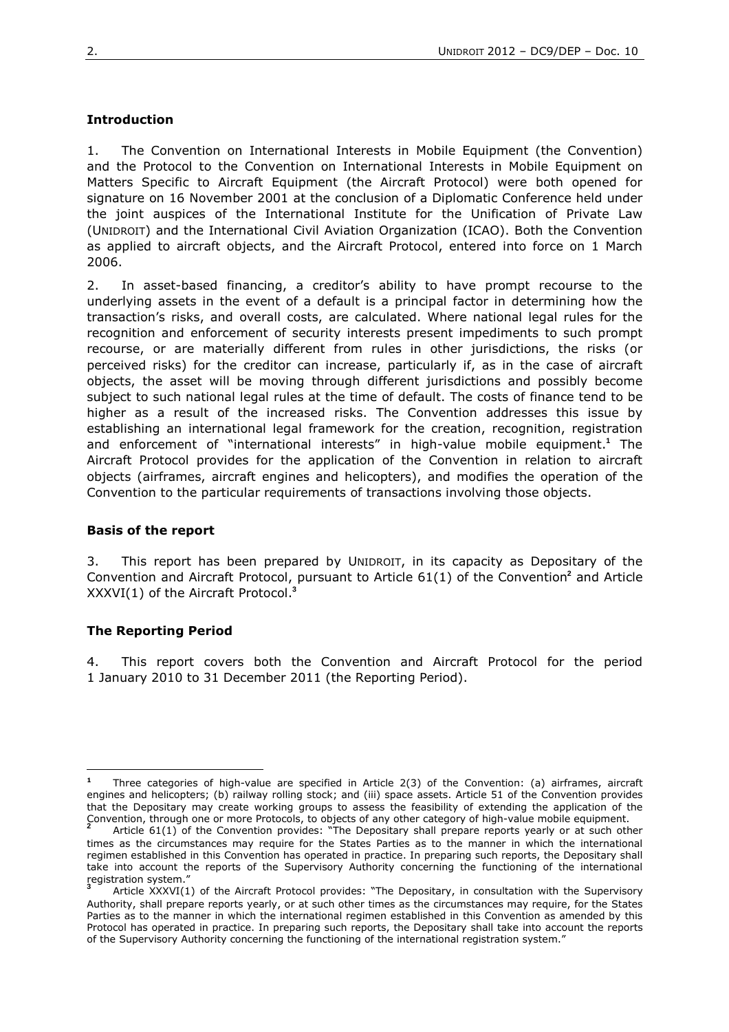## Introduction

1. The Convention on International Interests in Mobile Equipment (the Convention) and the Protocol to the Convention on International Interests in Mobile Equipment on Matters Specific to Aircraft Equipment (the Aircraft Protocol) were both opened for signature on 16 November 2001 at the conclusion of a Diplomatic Conference held under the joint auspices of the International Institute for the Unification of Private Law (UNIDROIT) and the International Civil Aviation Organization (ICAO). Both the Convention as applied to aircraft objects, and the Aircraft Protocol, entered into force on 1 March 2006.

2. In asset-based financing, a creditor's ability to have prompt recourse to the underlying assets in the event of a default is a principal factor in determining how the transaction's risks, and overall costs, are calculated. Where national legal rules for the recognition and enforcement of security interests present impediments to such prompt recourse, or are materially different from rules in other jurisdictions, the risks (or perceived risks) for the creditor can increase, particularly if, as in the case of aircraft objects, the asset will be moving through different jurisdictions and possibly become subject to such national legal rules at the time of default. The costs of finance tend to be higher as a result of the increased risks. The Convention addresses this issue by establishing an international legal framework for the creation, recognition, registration and enforcement of "international interests" in high-value mobile equipment.[1] The Aircraft Protocol provides for the application of the Convention in relation to aircraft objects (airframes, aircraft engines and helicopters), and modifies the operation of the Convention to the particular requirements of transactions involving those objects.

## Basis of the report

3. This report has been prepared by UNIDROIT, in its capacity as Depositary of the Convention and Aircraft Protocol, pursuant to Article 61(1) of the Convention[2] and Article XXXVI(1) of the Aircraft Protocol.[3]

## The Reporting Period

4. This report covers both the Convention and Aircraft Protocol for the period 1 January 2010 to 31 December 2011 (the Reporting Period).

---

[1] Three categories of high-value are specified in Article 2(3) of the Convention: (a) airframes, aircraft engines and helicopters; (b) railway rolling stock; and (iii) space assets. Article 51 of the Convention provides that the Depositary may create working groups to assess the feasibility of extending the application of the Convention, through one or more Protocols, to objects of any other category of high-value mobile equipment.

[2] Article 61(1) of the Convention provides: "The Depositary shall prepare reports yearly or at such other times as the circumstances may require for the States Parties as to the manner in which the international regimen established in this Convention has operated in practice. In preparing such reports, the Depositary shall take into account the reports of the Supervisory Authority concerning the functioning of the international registration system."

[3] Article XXXVI(1) of the Aircraft Protocol provides: "The Depositary, in consultation with the Supervisory Authority, shall prepare reports yearly, or at such other times as the circumstances may require, for the States Parties as to the manner in which the international regimen established in this Convention as amended by this Protocol has operated in practice. In preparing such reports, the Depositary shall take into account the reports of the Supervisory Authority concerning the functioning of the international registration system."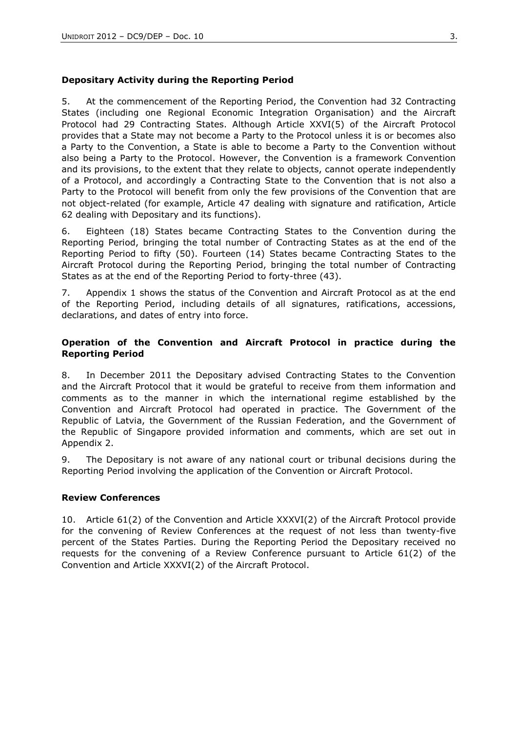**Depositary Activity during the Reporting Period**

5. At the commencement of the Reporting Period, the Convention had 32 Contracting States (including one Regional Economic Integration Organisation) and the Aircraft Protocol had 29 Contracting States. Although Article XXVI(5) of the Aircraft Protocol provides that a State may not become a Party to the Protocol unless it is or becomes also a Party to the Convention, a State is able to become a Party to the Convention without also being a Party to the Protocol. However, the Convention is a framework Convention and its provisions, to the extent that they relate to objects, cannot operate independently of a Protocol, and accordingly a Contracting State to the Convention that is not also a Party to the Protocol will benefit from only the few provisions of the Convention that are not object-related (for example, Article 47 dealing with signature and ratification, Article 62 dealing with Depositary and its functions).

6. Eighteen (18) States became Contracting States to the Convention during the Reporting Period, bringing the total number of Contracting States as at the end of the Reporting Period to fifty (50). Fourteen (14) States became Contracting States to the Aircraft Protocol during the Reporting Period, bringing the total number of Contracting States as at the end of the Reporting Period to forty-three (43).

7. Appendix 1 shows the status of the Convention and Aircraft Protocol as at the end of the Reporting Period, including details of all signatures, ratifications, accessions, declarations, and dates of entry into force.

**Operation of the Convention and Aircraft Protocol in practice during the Reporting Period**

8. In December 2011 the Depositary advised Contracting States to the Convention and the Aircraft Protocol that it would be grateful to receive from them information and comments as to the manner in which the international regime established by the Convention and Aircraft Protocol had operated in practice. The Government of the Republic of Latvia, the Government of the Russian Federation, and the Government of the Republic of Singapore provided information and comments, which are set out in Appendix 2.

9. The Depositary is not aware of any national court or tribunal decisions during the Reporting Period involving the application of the Convention or Aircraft Protocol.

**Review Conferences**

10. Article 61(2) of the Convention and Article XXXVI(2) of the Aircraft Protocol provide for the convening of Review Conferences at the request of not less than twenty-five percent of the States Parties. During the Reporting Period the Depositary received no requests for the convening of a Review Conference pursuant to Article 61(2) of the Convention and Article XXXVI(2) of the Aircraft Protocol.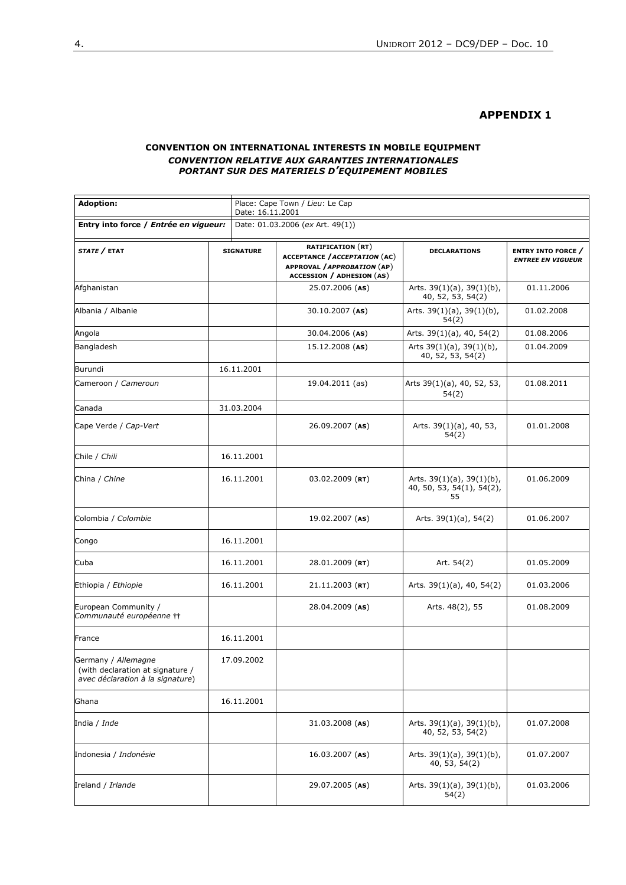## APPENDIX 1

**CONVENTION ON INTERNATIONAL INTERESTS IN MOBILE EQUIPMENT**
***CONVENTION RELATIVE AUX GARANTIES INTERNATIONALES PORTANT SUR DES MATERIELS D'EQUIPEMENT MOBILES***

| **Adoption:** | Place: Cape Town / *Lieu*: Le Cap<br>Date: 16.11.2001 | | | |
|---|---|---|---|---|
| **Entry into force / *Entrée en vigueur:*** | Date: 01.03.2006 (*ex* Art. 49(1)) | | | |
| ***STATE* / ETAT** | **SIGNATURE** | **RATIFICATION (RT)<br>ACCEPTANCE / *ACCEPTATION* (AC)<br>APPROVAL / *APPROBATION* (AP)<br>ACCESSION / ADHESION (AS)** | **DECLARATIONS** | **ENTRY INTO FORCE / *ENTREE EN VIGUEUR*** |
| Afghanistan | | 25.07.2006 (**AS**) | Arts. 39(1)(a), 39(1)(b), 40, 52, 53, 54(2) | 01.11.2006 |
| Albania / Albanie | | 30.10.2007 (**AS**) | Arts. 39(1)(a), 39(1)(b), 54(2) | 01.02.2008 |
| Angola | | 30.04.2006 (**AS**) | Arts. 39(1)(a), 40, 54(2) | 01.08.2006 |
| Bangladesh | | 15.12.2008 (**AS**) | Arts 39(1)(a), 39(1)(b), 40, 52, 53, 54(2) | 01.04.2009 |
| Burundi | 16.11.2001 | | | |
| Cameroon / *Cameroun* | | 19.04.2011 (as) | Arts 39(1)(a), 40, 52, 53, 54(2) | 01.08.2011 |
| Canada | 31.03.2004 | | | |
| Cape Verde / *Cap-Vert* | | 26.09.2007 (**AS**) | Arts. 39(1)(a), 40, 53, 54(2) | 01.01.2008 |
| Chile / *Chili* | 16.11.2001 | | | |
| China / *Chine* | 16.11.2001 | 03.02.2009 (**RT**) | Arts. 39(1)(a), 39(1)(b), 40, 50, 53, 54(1), 54(2), 55 | 01.06.2009 |
| Colombia / *Colombie* | | 19.02.2007 (**AS**) | Arts. 39(1)(a), 54(2) | 01.06.2007 |
| Congo | 16.11.2001 | | | |
| Cuba | 16.11.2001 | 28.01.2009 (**RT**) | Art. 54(2) | 01.05.2009 |
| Ethiopia / *Ethiopie* | 16.11.2001 | 21.11.2003 (**RT**) | Arts. 39(1)(a), 40, 54(2) | 01.03.2006 |
| European Community / *Communauté européenne* †† | | 28.04.2009 (**AS**) | Arts. 48(2), 55 | 01.08.2009 |
| France | 16.11.2001 | | | |
| Germany / *Allemagne* (with declaration at signature / *avec déclaration à la signature*) | 17.09.2002 | | | |
| Ghana | 16.11.2001 | | | |
| India / *Inde* | | 31.03.2008 (**AS**) | Arts. 39(1)(a), 39(1)(b), 40, 52, 53, 54(2) | 01.07.2008 |
| Indonesia / *Indonésie* | | 16.03.2007 (**AS**) | Arts. 39(1)(a), 39(1)(b), 40, 53, 54(2) | 01.07.2007 |
| Ireland / *Irlande* | | 29.07.2005 (**AS**) | Arts. 39(1)(a), 39(1)(b), 54(2) | 01.03.2006 |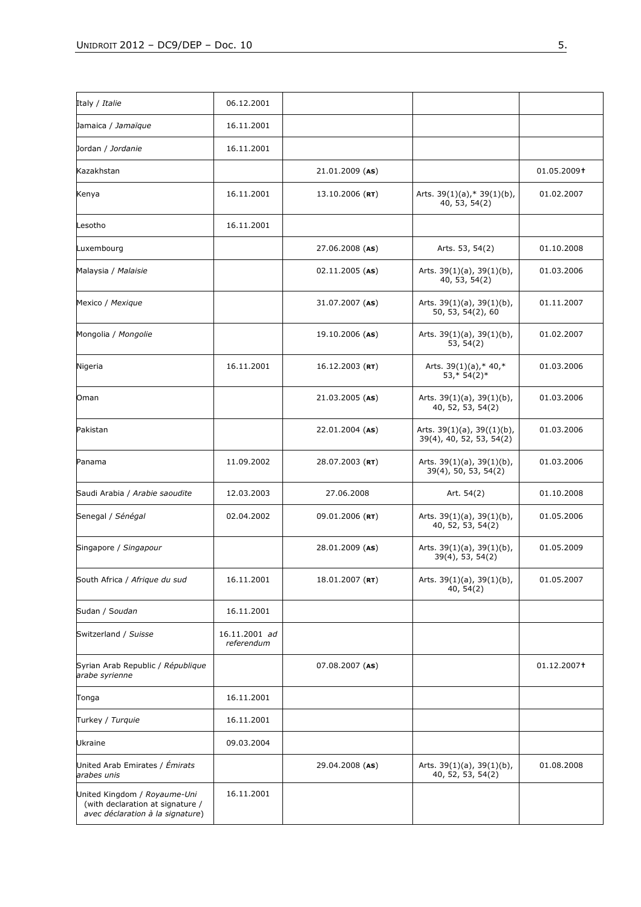| | | | | |
|---|---|---|---|---|
| Italy / *Italie* | 06.12.2001 | | | |
| Jamaica / *Jamaïque* | 16.11.2001 | | | |
| Jordan / *Jordanie* | 16.11.2001 | | | |
| Kazakhstan | | 21.01.2009 (**AS**) | | 01.05.2009† |
| Kenya | 16.11.2001 | 13.10.2006 (**RT**) | Arts. 39(1)(a),* 39(1)(b), 40, 53, 54(2) | 01.02.2007 |
| Lesotho | 16.11.2001 | | | |
| Luxembourg | | 27.06.2008 (**AS**) | Arts. 53, 54(2) | 01.10.2008 |
| Malaysia / *Malaisie* | | 02.11.2005 (**AS**) | Arts. 39(1)(a), 39(1)(b), 40, 53, 54(2) | 01.03.2006 |
| Mexico / *Mexique* | | 31.07.2007 (**AS**) | Arts. 39(1)(a), 39(1)(b), 50, 53, 54(2), 60 | 01.11.2007 |
| Mongolia / *Mongolie* | | 19.10.2006 (**AS**) | Arts. 39(1)(a), 39(1)(b), 53, 54(2) | 01.02.2007 |
| Nigeria | 16.11.2001 | 16.12.2003 (**RT**) | Arts. 39(1)(a),* 40,* 53,* 54(2)* | 01.03.2006 |
| Oman | | 21.03.2005 (**AS**) | Arts. 39(1)(a), 39(1)(b), 40, 52, 53, 54(2) | 01.03.2006 |
| Pakistan | | 22.01.2004 (**AS**) | Arts. 39(1)(a), 39((1)(b), 39(4), 40, 52, 53, 54(2) | 01.03.2006 |
| Panama | 11.09.2002 | 28.07.2003 (**RT**) | Arts. 39(1)(a), 39(1)(b), 39(4), 50, 53, 54(2) | 01.03.2006 |
| Saudi Arabia / *Arabie saoudite* | 12.03.2003 | 27.06.2008 | Art. 54(2) | 01.10.2008 |
| Senegal / *Sénégal* | 02.04.2002 | 09.01.2006 (**RT**) | Arts. 39(1)(a), 39(1)(b), 40, 52, 53, 54(2) | 01.05.2006 |
| Singapore / *Singapour* | | 28.01.2009 (**AS**) | Arts. 39(1)(a), 39(1)(b), 39(4), 53, 54(2) | 01.05.2009 |
| South Africa / *Afrique du sud* | 16.11.2001 | 18.01.2007 (**RT**) | Arts. 39(1)(a), 39(1)(b), 40, 54(2) | 01.05.2007 |
| Sudan / *Soudan* | 16.11.2001 | | | |
| Switzerland / *Suisse* | 16.11.2001 *ad referendum* | | | |
| Syrian Arab Republic / *République arabe syrienne* | | 07.08.2007 (**AS**) | | 01.12.2007† |
| Tonga | 16.11.2001 | | | |
| Turkey / *Turquie* | 16.11.2001 | | | |
| Ukraine | 09.03.2004 | | | |
| United Arab Emirates / *Émirats arabes unis* | | 29.04.2008 (**AS**) | Arts. 39(1)(a), 39(1)(b), 40, 52, 53, 54(2) | 01.08.2008 |
| United Kingdom / *Royaume-Uni* (with declaration at signature / *avec déclaration à la signature*) | 16.11.2001 | | | |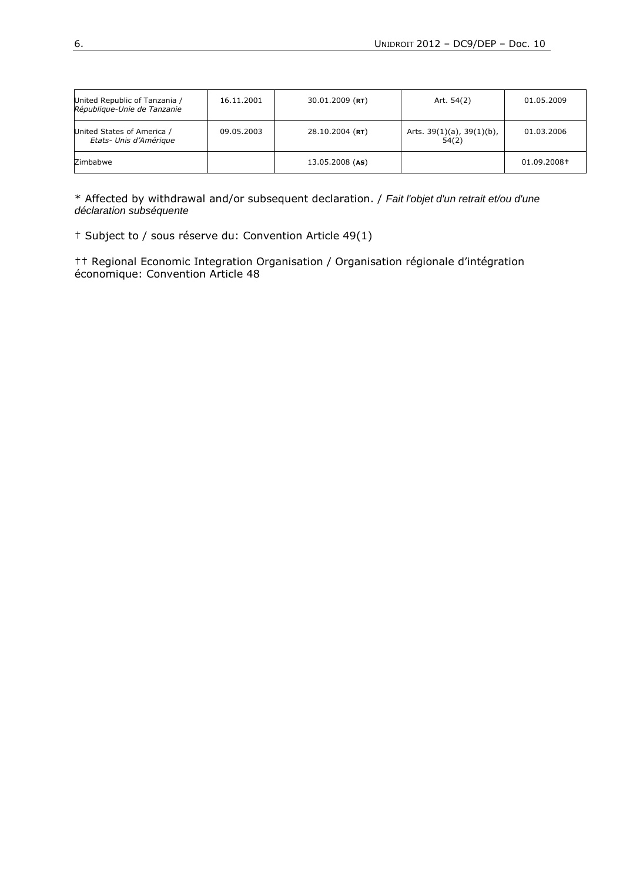| | | | | |
|---|---|---|---|---|
| United Republic of Tanzania / *République-Unie de Tanzanie* | 16.11.2001 | 30.01.2009 (**RT**) | Art. 54(2) | 01.05.2009 |
| United States of America / *Etats- Unis d'Amérique* | 09.05.2003 | 28.10.2004 (**RT**) | Arts. 39(1)(a), 39(1)(b), 54(2) | 01.03.2006 |
| Zimbabwe | | 13.05.2008 (**AS**) | | 01.09.2008† |

* Affected by withdrawal and/or subsequent declaration. / *Fait l'objet d'un retrait et/ou d'une déclaration subséquente*

† Subject to / sous réserve du: Convention Article 49(1)

†† Regional Economic Integration Organisation / Organisation régionale d'intégration économique: Convention Article 48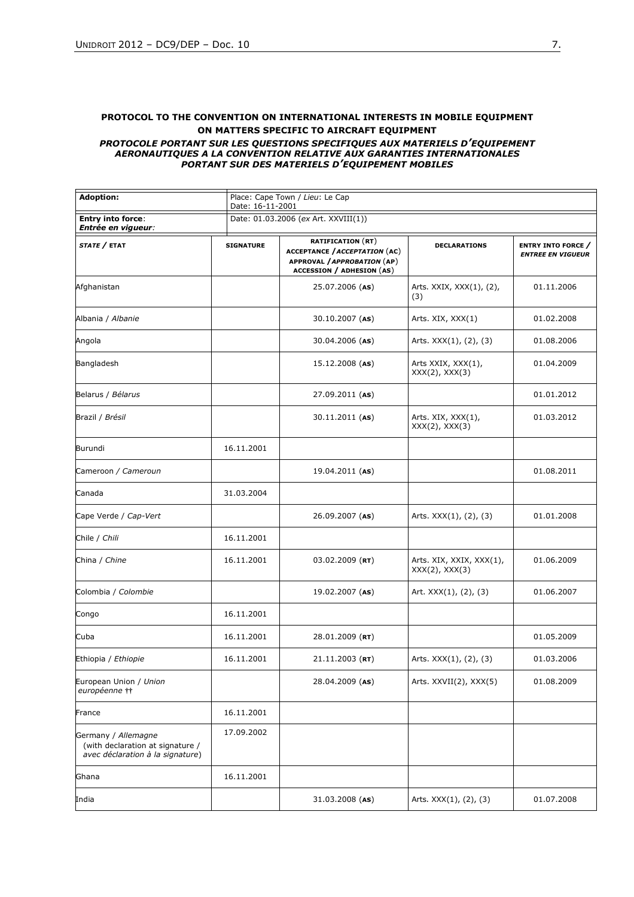**PROTOCOL TO THE CONVENTION ON INTERNATIONAL INTERESTS IN MOBILE EQUIPMENT ON MATTERS SPECIFIC TO AIRCRAFT EQUIPMENT**

***PROTOCOLE PORTANT SUR LES QUESTIONS SPECIFIQUES AUX MATERIELS D'EQUIPEMENT AERONAUTIQUES A LA CONVENTION RELATIVE AUX GARANTIES INTERNATIONALES PORTANT SUR DES MATERIELS D'EQUIPEMENT MOBILES***

| **Adoption:** | Place: Cape Town / *Lieu*: Le Cap<br>Date: 16-11-2001 | | | |
|---|---|---|---|---|
| **Entry into force**:<br>***Entrée en vigueur***: | Date: 01.03.2006 (*ex* Art. XXVIII(1)) | | | |
| ***STATE* / ETAT** | **SIGNATURE** | **RATIFICATION (RT)<br>ACCEPTANCE / *ACCEPTATION* (AC)<br>APPROVAL / *APPROBATION* (AP)<br>ACCESSION / ADHESION (AS)** | **DECLARATIONS** | **ENTRY INTO FORCE / *ENTREE EN VIGUEUR*** |
| Afghanistan | | 25.07.2006 (**AS**) | Arts. XXIX, XXX(1), (2), (3) | 01.11.2006 |
| Albania / *Albanie* | | 30.10.2007 (**AS**) | Arts. XIX, XXX(1) | 01.02.2008 |
| Angola | | 30.04.2006 (**AS**) | Arts. XXX(1), (2), (3) | 01.08.2006 |
| Bangladesh | | 15.12.2008 (**AS**) | Arts XXIX, XXX(1), XXX(2), XXX(3) | 01.04.2009 |
| Belarus / *Bélarus* | | 27.09.2011 (**AS**) | | 01.01.2012 |
| Brazil / *Brésil* | | 30.11.2011 (**AS**) | Arts. XIX, XXX(1), XXX(2), XXX(3) | 01.03.2012 |
| Burundi | 16.11.2001 | | | |
| Cameroon / *Cameroun* | | 19.04.2011 (**AS**) | | 01.08.2011 |
| Canada | 31.03.2004 | | | |
| Cape Verde / *Cap-Vert* | | 26.09.2007 (**AS**) | Arts. XXX(1), (2), (3) | 01.01.2008 |
| Chile / *Chili* | 16.11.2001 | | | |
| China / *Chine* | 16.11.2001 | 03.02.2009 (**RT**) | Arts. XIX, XXIX, XXX(1), XXX(2), XXX(3) | 01.06.2009 |
| Colombia / *Colombie* | | 19.02.2007 (**AS**) | Art. XXX(1), (2), (3) | 01.06.2007 |
| Congo | 16.11.2001 | | | |
| Cuba | 16.11.2001 | 28.01.2009 (**RT**) | | 01.05.2009 |
| Ethiopia / *Ethiopie* | 16.11.2001 | 21.11.2003 (**RT**) | Arts. XXX(1), (2), (3) | 01.03.2006 |
| European Union / *Union européenne* †† | | 28.04.2009 (**AS**) | Arts. XXVII(2), XXX(5) | 01.08.2009 |
| France | 16.11.2001 | | | |
| Germany / *Allemagne* (with declaration at signature / *avec déclaration à la signature*) | 17.09.2002 | | | |
| Ghana | 16.11.2001 | | | |
| India | | 31.03.2008 (**AS**) | Arts. XXX(1), (2), (3) | 01.07.2008 |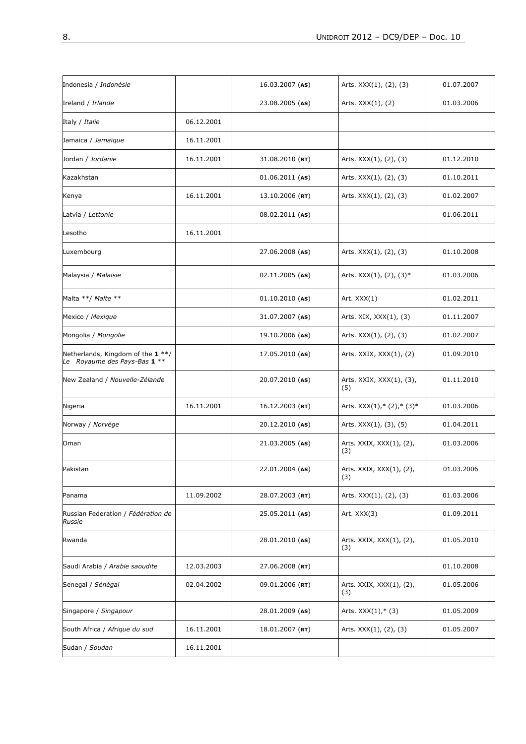| Indonesia / *Indonésie* | | 16.03.2007 (**AS**) | Arts. XXX(1), (2), (3) | 01.07.2007 |
|---|---|---|---|---|
| Ireland / *Irlande* | | 23.08.2005 (**AS**) | Arts. XXX(1), (2) | 01.03.2006 |
| Italy / *Italie* | 06.12.2001 | | | |
| Jamaica / *Jamaïque* | 16.11.2001 | | | |
| Jordan / *Jordanie* | 16.11.2001 | 31.08.2010 (**RT**) | Arts. XXX(1), (2), (3) | 01.12.2010 |
| Kazakhstan | | 01.06.2011 (**AS**) | Arts. XXX(1), (2), (3) | 01.10.2011 |
| Kenya | 16.11.2001 | 13.10.2006 (**RT**) | Arts. XXX(1), (2), (3) | 01.02.2007 |
| Latvia / *Lettonie* | | 08.02.2011 (**AS**) | | 01.06.2011 |
| Lesotho | 16.11.2001 | | | |
| Luxembourg | | 27.06.2008 (**AS**) | Arts. XXX(1), (2), (3) | 01.10.2008 |
| Malaysia / *Malaisie* | | 02.11.2005 (**AS**) | Arts. XXX(1), (2), (3)* | 01.03.2006 |
| Malta **/ *Malte* ** | | 01.10.2010 (**AS**) | Art. XXX(1) | 01.02.2011 |
| Mexico / *Mexique* | | 31.07.2007 (**AS**) | Arts. XIX, XXX(1), (3) | 01.11.2007 |
| Mongolia / *Mongolie* | | 19.10.2006 (**AS**) | Arts. XXX(1), (2), (3) | 01.02.2007 |
| Netherlands, Kingdom of the **1** **/ *Le Royaume des Pays-Bas* **1** ** | | 17.05.2010 (**AS**) | Arts. XXIX, XXX(1), (2) | 01.09.2010 |
| New Zealand / *Nouvelle-Zélande* | | 20.07.2010 (**AS**) | Arts. XXIX, XXX(1), (3), (5) | 01.11.2010 |
| Nigeria | 16.11.2001 | 16.12.2003 (**RT**) | Arts. XXX(1),* (2),* (3)* | 01.03.2006 |
| Norway / *Norvège* | | 20.12.2010 (**AS**) | Arts. XXX(1), (3), (5) | 01.04.2011 |
| Oman | | 21.03.2005 (**AS**) | Arts. XXIX, XXX(1), (2), (3) | 01.03.2006 |
| Pakistan | | 22.01.2004 (**AS**) | Arts. XXIX, XXX(1), (2), (3) | 01.03.2006 |
| Panama | 11.09.2002 | 28.07.2003 (**RT**) | Arts. XXX(1), (2), (3) | 01.03.2006 |
| Russian Federation / *Fédération de Russie* | | 25.05.2011 (**AS**) | Art. XXX(3) | 01.09.2011 |
| Rwanda | | 28.01.2010 (**AS**) | Arts. XXIX, XXX(1), (2), (3) | 01.05.2010 |
| Saudi Arabia / *Arabie saoudite* | 12.03.2003 | 27.06.2008 (**RT**) | | 01.10.2008 |
| Senegal / *Sénégal* | 02.04.2002 | 09.01.2006 (**RT**) | Arts. XXIX, XXX(1), (2), (3) | 01.05.2006 |
| Singapore / *Singapour* | | 28.01.2009 (**AS**) | Arts. XXX(1),* (3) | 01.05.2009 |
| South Africa / *Afrique du sud* | 16.11.2001 | 18.01.2007 (**RT**) | Arts. XXX(1), (2), (3) | 01.05.2007 |
| Sudan / *Soudan* | 16.11.2001 | | | |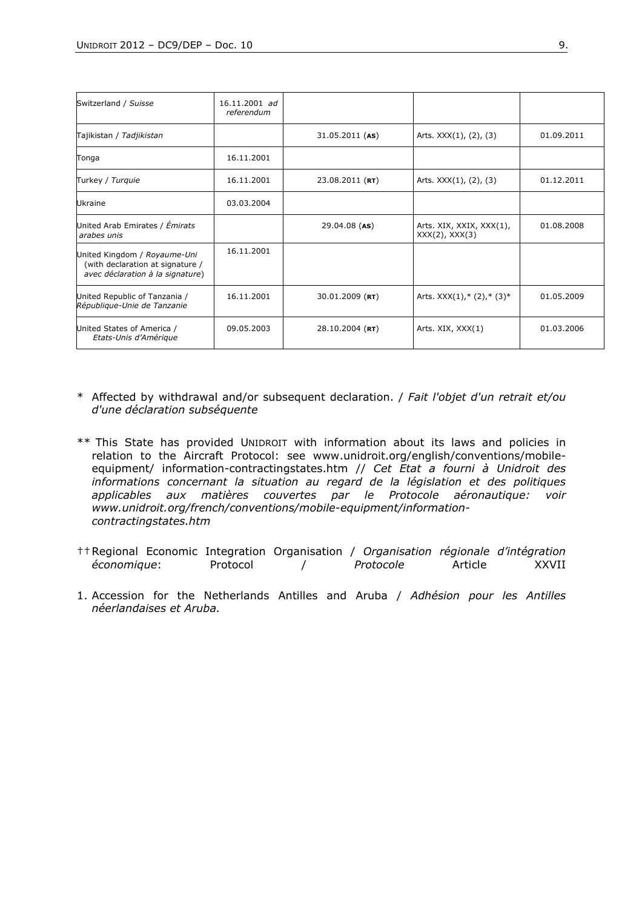| Switzerland / *Suisse* | 16.11.2001 *ad referendum* | | | |
|---|---|---|---|---|
| Tajikistan / *Tadjikistan* | | 31.05.2011 (**AS**) | Arts. XXX(1), (2), (3) | 01.09.2011 |
| Tonga | 16.11.2001 | | | |
| Turkey / *Turquie* | 16.11.2001 | 23.08.2011 (**RT**) | Arts. XXX(1), (2), (3) | 01.12.2011 |
| Ukraine | 03.03.2004 | | | |
| United Arab Emirates / *Émirats arabes unis* | | 29.04.08 (**AS**) | Arts. XIX, XXIX, XXX(1), XXX(2), XXX(3) | 01.08.2008 |
| United Kingdom / *Royaume-Uni* (with declaration at signature / *avec déclaration à la signature*) | 16.11.2001 | | | |
| United Republic of Tanzania / *République-Unie de Tanzanie* | 16.11.2001 | 30.01.2009 (**RT**) | Arts. XXX(1),* (2),* (3)* | 01.05.2009 |
| United States of America / *Etats-Unis d'Amérique* | 09.05.2003 | 28.10.2004 (**RT**) | Arts. XIX, XXX(1) | 01.03.2006 |

\* Affected by withdrawal and/or subsequent declaration. / *Fait l'objet d'un retrait et/ou d'une déclaration subséquente*

** This State has provided UNIDROIT with information about its laws and policies in relation to the Aircraft Protocol: see www.unidroit.org/english/conventions/mobile-equipment/ information-contractingstates.htm // *Cet Etat a fourni à Unidroit des informations concernant la situation au regard de la législation et des politiques applicables aux matières couvertes par le Protocole aéronautique: voir www.unidroit.org/french/conventions/mobile-equipment/information-contractingstates.htm*

†† Regional Economic Integration Organisation / *Organisation régionale d'intégration économique*: Protocol / *Protocole* Article XXVII

1. Accession for the Netherlands Antilles and Aruba / *Adhésion pour les Antilles néerlandaises et Aruba.*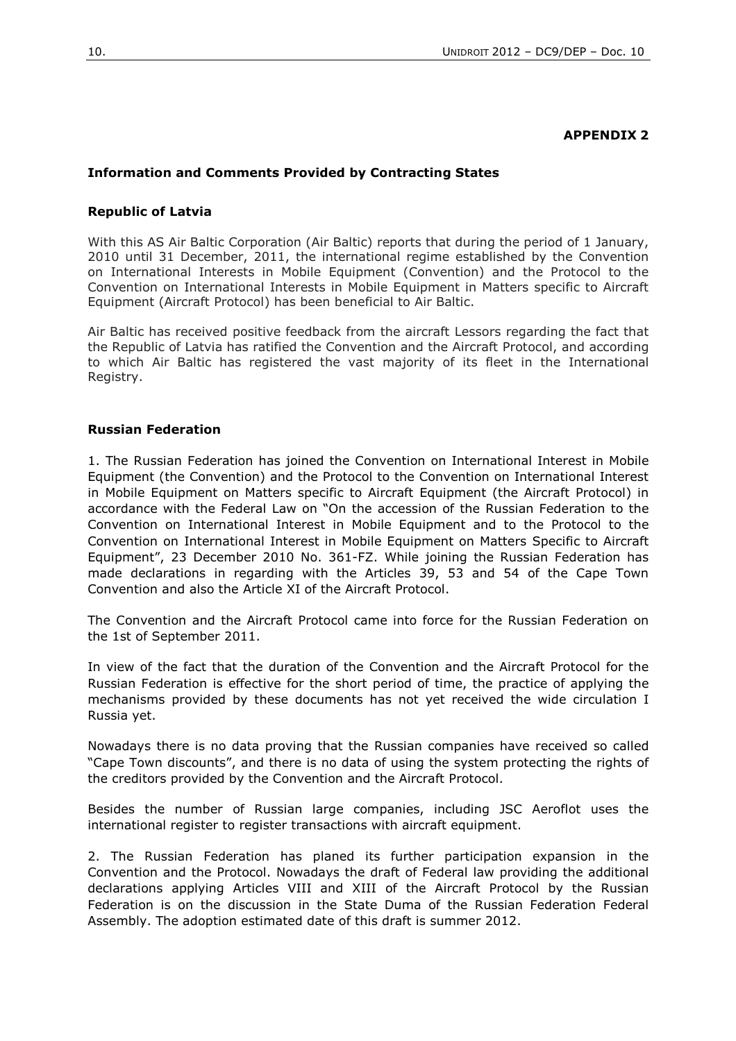**APPENDIX 2**

**Information and Comments Provided by Contracting States**

**Republic of Latvia**

With this AS Air Baltic Corporation (Air Baltic) reports that during the period of 1 January, 2010 until 31 December, 2011, the international regime established by the Convention on International Interests in Mobile Equipment (Convention) and the Protocol to the Convention on International Interests in Mobile Equipment in Matters specific to Aircraft Equipment (Aircraft Protocol) has been beneficial to Air Baltic.

Air Baltic has received positive feedback from the aircraft Lessors regarding the fact that the Republic of Latvia has ratified the Convention and the Aircraft Protocol, and according to which Air Baltic has registered the vast majority of its fleet in the International Registry.

**Russian Federation**

1. The Russian Federation has joined the Convention on International Interest in Mobile Equipment (the Convention) and the Protocol to the Convention on International Interest in Mobile Equipment on Matters specific to Aircraft Equipment (the Aircraft Protocol) in accordance with the Federal Law on "On the accession of the Russian Federation to the Convention on International Interest in Mobile Equipment and to the Protocol to the Convention on International Interest in Mobile Equipment on Matters Specific to Aircraft Equipment", 23 December 2010 No. 361-FZ. While joining the Russian Federation has made declarations in regarding with the Articles 39, 53 and 54 of the Cape Town Convention and also the Article XI of the Aircraft Protocol.

The Convention and the Aircraft Protocol came into force for the Russian Federation on the 1st of September 2011.

In view of the fact that the duration of the Convention and the Aircraft Protocol for the Russian Federation is effective for the short period of time, the practice of applying the mechanisms provided by these documents has not yet received the wide circulation I Russia yet.

Nowadays there is no data proving that the Russian companies have received so called "Cape Town discounts", and there is no data of using the system protecting the rights of the creditors provided by the Convention and the Aircraft Protocol.

Besides the number of Russian large companies, including JSC Aeroflot uses the international register to register transactions with aircraft equipment.

2. The Russian Federation has planed its further participation expansion in the Convention and the Protocol. Nowadays the draft of Federal law providing the additional declarations applying Articles VIII and XIII of the Aircraft Protocol by the Russian Federation is on the discussion in the State Duma of the Russian Federation Federal Assembly. The adoption estimated date of this draft is summer 2012.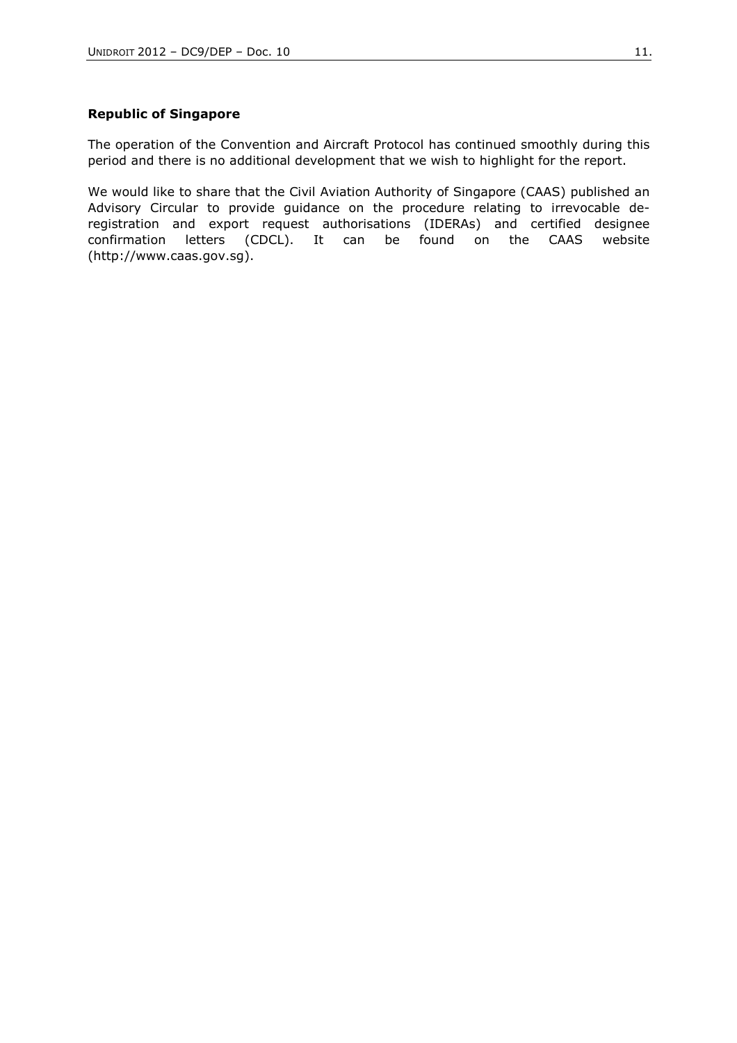**Republic of Singapore**

The operation of the Convention and Aircraft Protocol has continued smoothly during this period and there is no additional development that we wish to highlight for the report.

We would like to share that the Civil Aviation Authority of Singapore (CAAS) published an Advisory Circular to provide guidance on the procedure relating to irrevocable de-registration and export request authorisations (IDERAs) and certified designee confirmation letters (CDCL). It can be found on the CAAS website (http://www.caas.gov.sg).